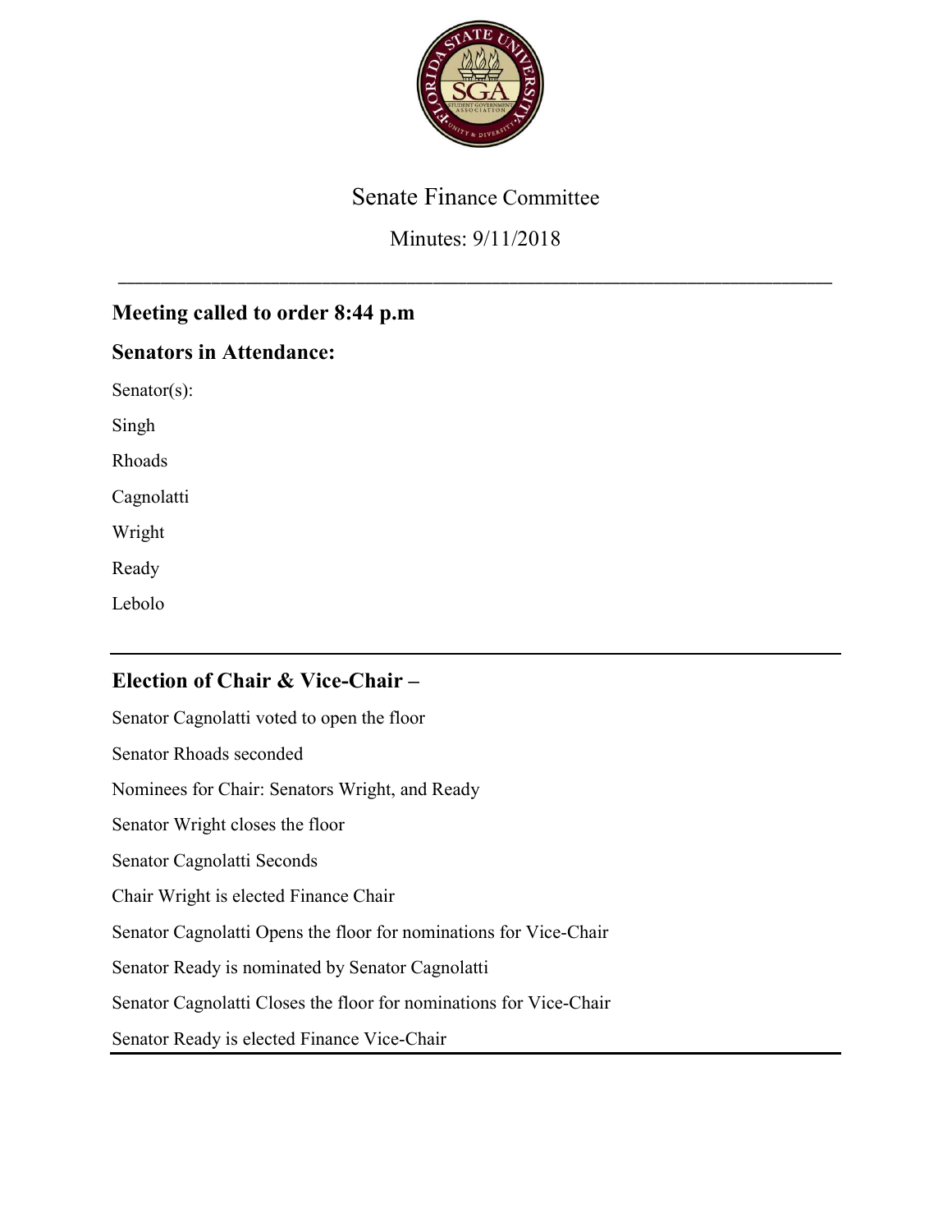# Senate Finance Committee

Minutes: 9/11/2018

---

## Meeting called to order 8:44 p.m

## Senators in Attendance:

Senator(s):

Singh

Rhoads

Cagnolatti

Wright

Ready

Lebolo

---

## Election of Chair & Vice-Chair –

Senator Cagnolatti voted to open the floor

Senator Rhoads seconded

Nominees for Chair: Senators Wright, and Ready

Senator Wright closes the floor

Senator Cagnolatti Seconds

Chair Wright is elected Finance Chair

Senator Cagnolatti Opens the floor for nominations for Vice-Chair

Senator Ready is nominated by Senator Cagnolatti

Senator Cagnolatti Closes the floor for nominations for Vice-Chair

Senator Ready is elected Finance Vice-Chair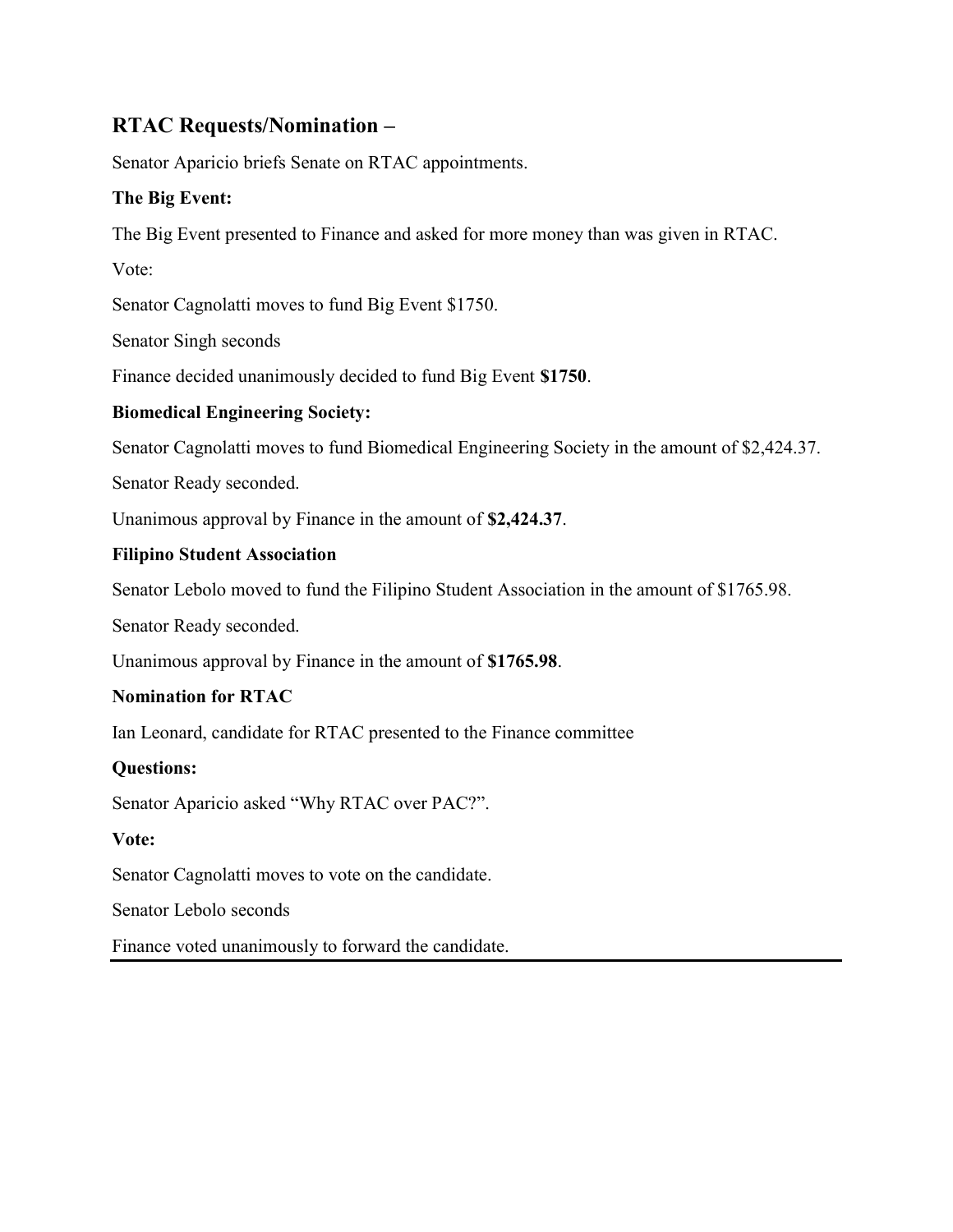## RTAC Requests/Nomination –

Senator Aparicio briefs Senate on RTAC appointments.

**The Big Event:**

The Big Event presented to Finance and asked for more money than was given in RTAC.

Vote:

Senator Cagnolatti moves to fund Big Event $1750.

Senator Singh seconds

Finance decided unanimously decided to fund Big Event **$1750**.

**Biomedical Engineering Society:**

Senator Cagnolatti moves to fund Biomedical Engineering Society in the amount of $2,424.37.

Senator Ready seconded.

Unanimous approval by Finance in the amount of **$2,424.37**.

**Filipino Student Association**

Senator Lebolo moved to fund the Filipino Student Association in the amount of $1765.98.

Senator Ready seconded.

Unanimous approval by Finance in the amount of **$1765.98**.

**Nomination for RTAC**

Ian Leonard, candidate for RTAC presented to the Finance committee

**Questions:**

Senator Aparicio asked "Why RTAC over PAC?".

**Vote:**

Senator Cagnolatti moves to vote on the candidate.

Senator Lebolo seconds

Finance voted unanimously to forward the candidate.

---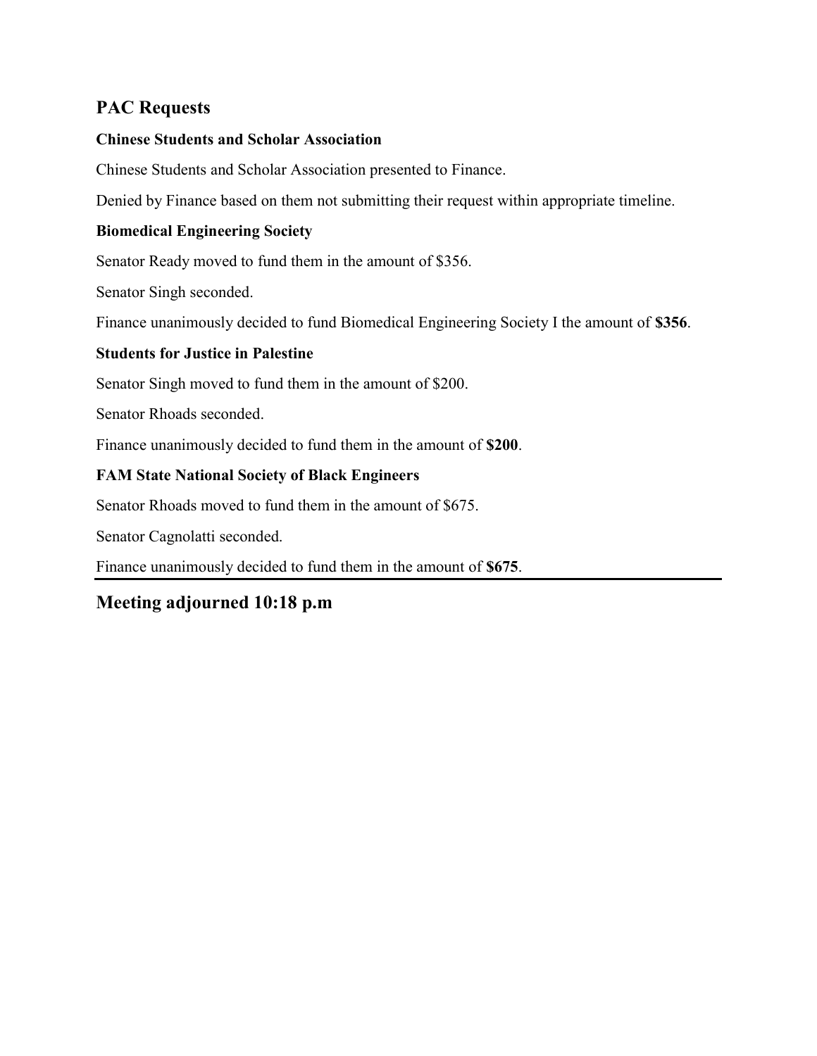## PAC Requests

### Chinese Students and Scholar Association

Chinese Students and Scholar Association presented to Finance.

Denied by Finance based on them not submitting their request within appropriate timeline.

### Biomedical Engineering Society

Senator Ready moved to fund them in the amount of $356.

Senator Singh seconded.

Finance unanimously decided to fund Biomedical Engineering Society I the amount of **$356**.

### Students for Justice in Palestine

Senator Singh moved to fund them in the amount of $200.

Senator Rhoads seconded.

Finance unanimously decided to fund them in the amount of **$200**.

### FAM State National Society of Black Engineers

Senator Rhoads moved to fund them in the amount of $675.

Senator Cagnolatti seconded.

Finance unanimously decided to fund them in the amount of **$675**.

---

## Meeting adjourned 10:18 p.m